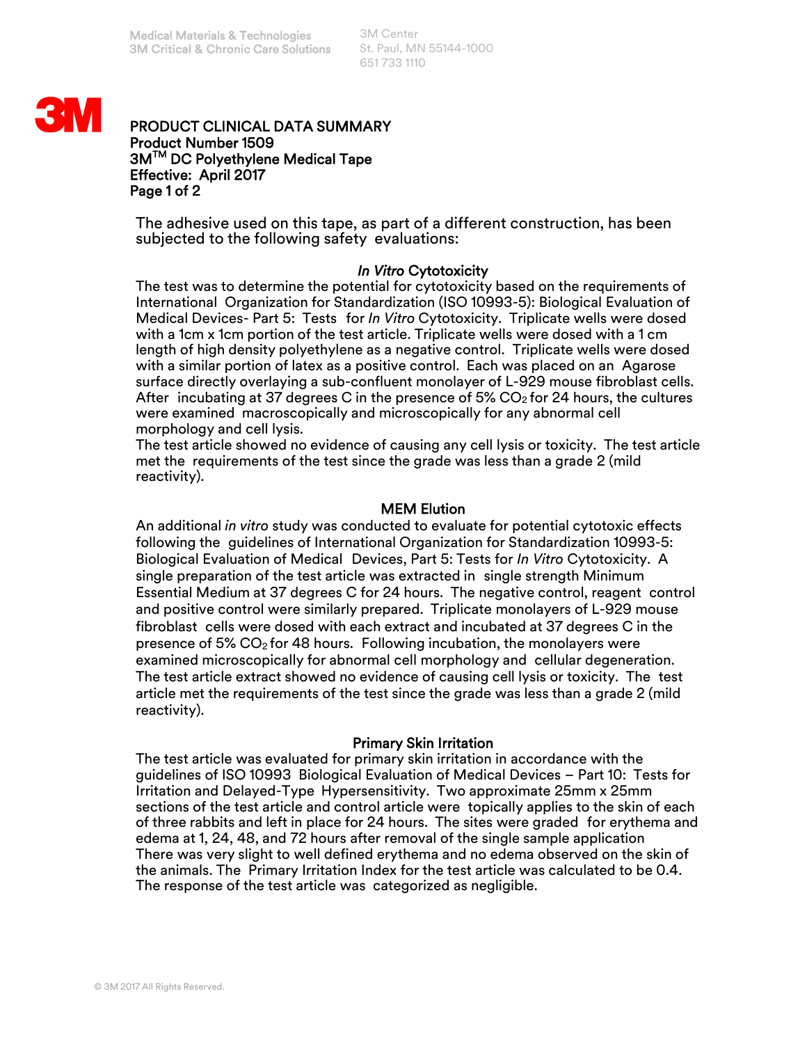Medical Materials & Technologies
3M Critical & Chronic Care Solutions

3M Center
St. Paul, MN 55144-1000
651 733 1110

# PRODUCT CLINICAL DATA SUMMARY

**Product Number 1509**
**3M™ DC Polyethylene Medical Tape**
**Effective: April 2017**

The adhesive used on this tape, as part of a different construction, has been subjected to the following safety evaluations:

## *In Vitro* Cytotoxicity

The test was to determine the potential for cytotoxicity based on the requirements of International Organization for Standardization (ISO 10993-5): Biological Evaluation of Medical Devices- Part 5: Tests for *In Vitro* Cytotoxicity. Triplicate wells were dosed with a 1cm x 1cm portion of the test article. Triplicate wells were dosed with a 1 cm length of high density polyethylene as a negative control. Triplicate wells were dosed with a similar portion of latex as a positive control. Each was placed on an Agarose surface directly overlaying a sub-confluent monolayer of L-929 mouse fibroblast cells. After incubating at 37 degrees C in the presence of 5% $CO_2$ for 24 hours, the cultures were examined macroscopically and microscopically for any abnormal cell morphology and cell lysis.
The test article showed no evidence of causing any cell lysis or toxicity. The test article met the requirements of the test since the grade was less than a grade 2 (mild reactivity).

## MEM Elution

An additional *in vitro* study was conducted to evaluate for potential cytotoxic effects following the guidelines of International Organization for Standardization 10993-5: Biological Evaluation of Medical Devices, Part 5: Tests for *In Vitro* Cytotoxicity. A single preparation of the test article was extracted in single strength Minimum Essential Medium at 37 degrees C for 24 hours. The negative control, reagent control and positive control were similarly prepared. Triplicate monolayers of L-929 mouse fibroblast cells were dosed with each extract and incubated at 37 degrees C in the presence of 5% $CO_2$ for 48 hours. Following incubation, the monolayers were examined microscopically for abnormal cell morphology and cellular degeneration. The test article extract showed no evidence of causing cell lysis or toxicity. The test article met the requirements of the test since the grade was less than a grade 2 (mild reactivity).

## Primary Skin Irritation

The test article was evaluated for primary skin irritation in accordance with the guidelines of ISO 10993 Biological Evaluation of Medical Devices – Part 10: Tests for Irritation and Delayed-Type Hypersensitivity. Two approximate 25mm x 25mm sections of the test article and control article were topically applies to the skin of each of three rabbits and left in place for 24 hours. The sites were graded for erythema and edema at 1, 24, 48, and 72 hours after removal of the single sample application There was very slight to well defined erythema and no edema observed on the skin of the animals. The Primary Irritation Index for the test article was calculated to be 0.4. The response of the test article was categorized as negligible.

© 3M 2017 All Rights Reserved.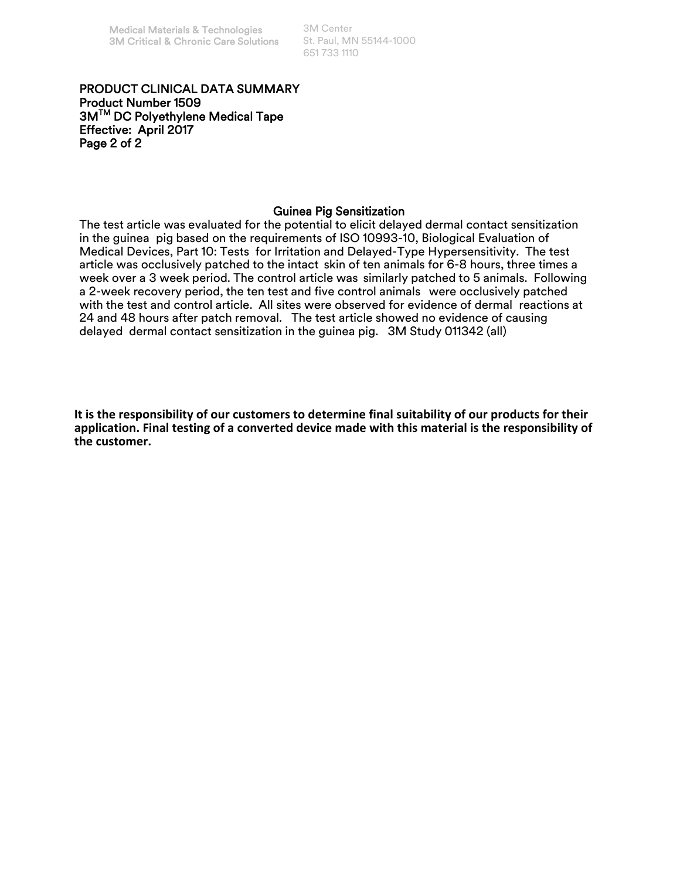## Guinea Pig Sensitization

The test article was evaluated for the potential to elicit delayed dermal contact sensitization in the guinea pig based on the requirements of ISO 10993-10, Biological Evaluation of Medical Devices, Part 10: Tests for Irritation and Delayed-Type Hypersensitivity. The test article was occlusively patched to the intact skin of ten animals for 6-8 hours, three times a week over a 3 week period. The control article was similarly patched to 5 animals. Following a 2-week recovery period, the ten test and five control animals were occlusively patched with the test and control article. All sites were observed for evidence of dermal reactions at 24 and 48 hours after patch removal. The test article showed no evidence of causing delayed dermal contact sensitization in the guinea pig. 3M Study 011342 (all)

**It is the responsibility of our customers to determine final suitability of our products for their application. Final testing of a converted device made with this material is the responsibility of the customer.**